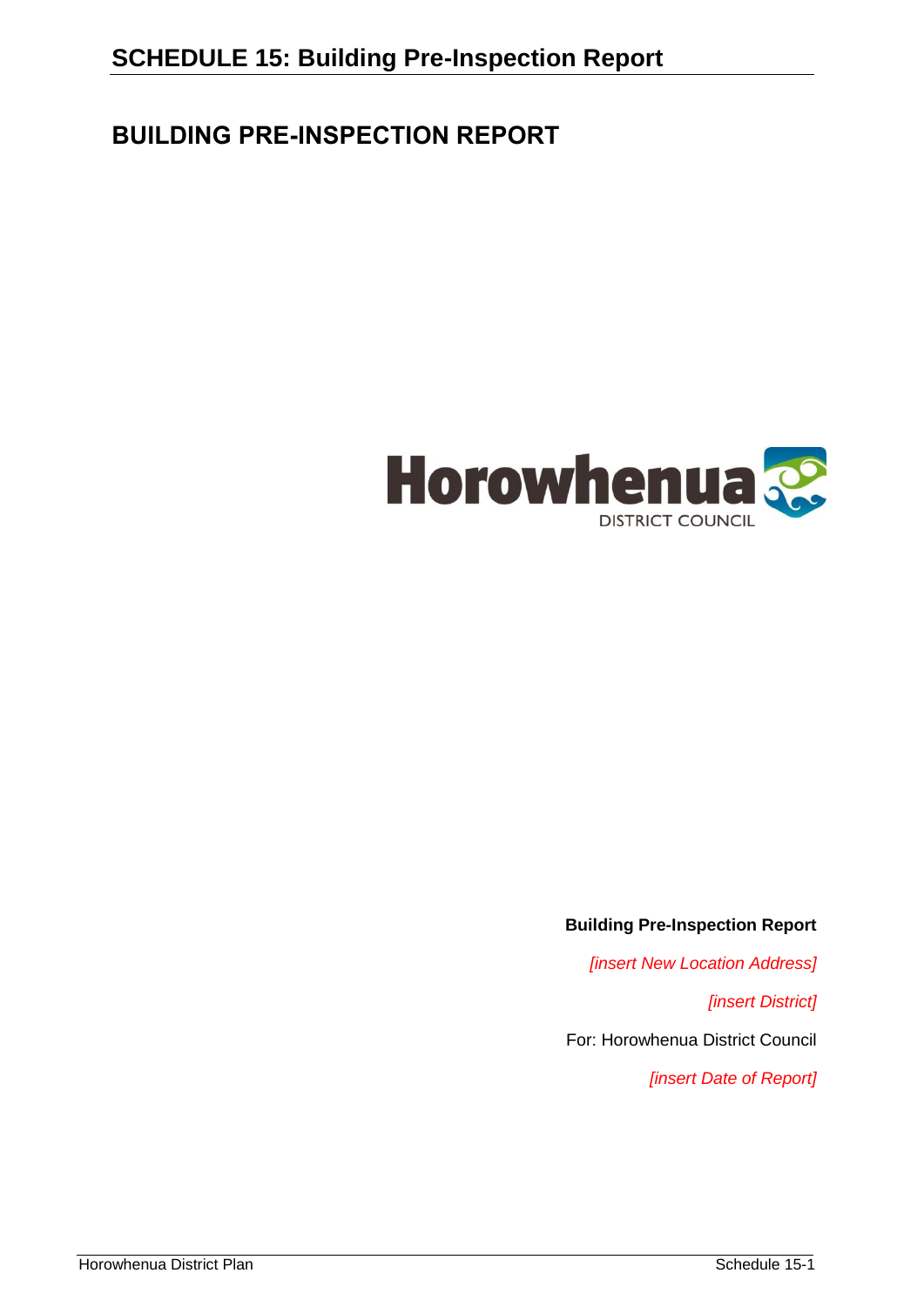# SCHEDULE 15: Building Pre-Inspection Report

## BUILDING PRE-INSPECTION REPORT

Horowhenua DISTRICT COUNCIL

**Building Pre-Inspection Report**

*[insert New Location Address]*

*[insert District]*

For: Horowhenua District Council

*[insert Date of Report]*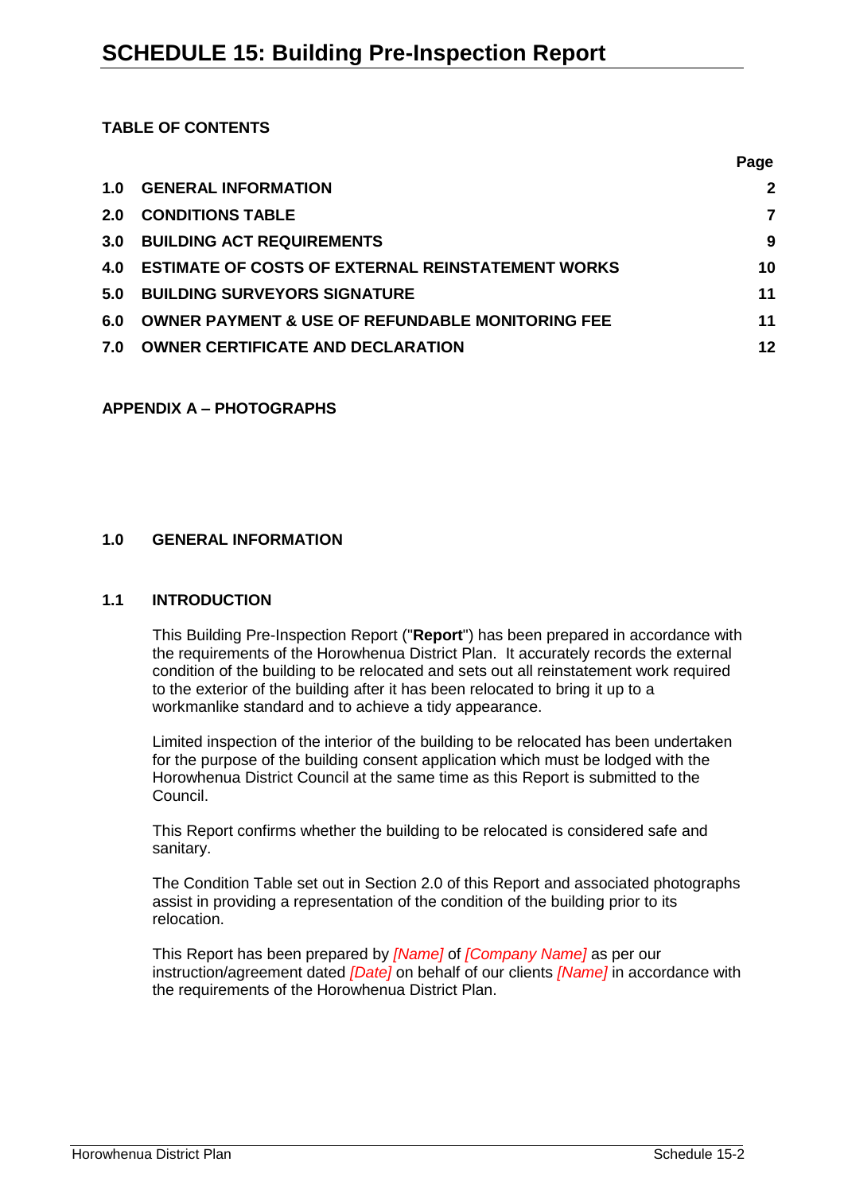# SCHEDULE 15: Building Pre-Inspection Report

**TABLE OF CONTENTS**

| | | Page |
|---|---|---|
| 1.0 | GENERAL INFORMATION | 2 |
| 2.0 | CONDITIONS TABLE | 7 |
| 3.0 | BUILDING ACT REQUIREMENTS | 9 |
| 4.0 | ESTIMATE OF COSTS OF EXTERNAL REINSTATEMENT WORKS | 10 |
| 5.0 | BUILDING SURVEYORS SIGNATURE | 11 |
| 6.0 | OWNER PAYMENT & USE OF REFUNDABLE MONITORING FEE | 11 |
| 7.0 | OWNER CERTIFICATE AND DECLARATION | 12 |

**APPENDIX A – PHOTOGRAPHS**

## 1.0 GENERAL INFORMATION

### 1.1 INTRODUCTION

This Building Pre-Inspection Report ("**Report**") has been prepared in accordance with the requirements of the Horowhenua District Plan. It accurately records the external condition of the building to be relocated and sets out all reinstatement work required to the exterior of the building after it has been relocated to bring it up to a workmanlike standard and to achieve a tidy appearance.

Limited inspection of the interior of the building to be relocated has been undertaken for the purpose of the building consent application which must be lodged with the Horowhenua District Council at the same time as this Report is submitted to the Council.

This Report confirms whether the building to be relocated is considered safe and sanitary.

The Condition Table set out in Section 2.0 of this Report and associated photographs assist in providing a representation of the condition of the building prior to its relocation.

This Report has been prepared by *[Name]* of *[Company Name]* as per our instruction/agreement dated *[Date]* on behalf of our clients *[Name]* in accordance with the requirements of the Horowhenua District Plan.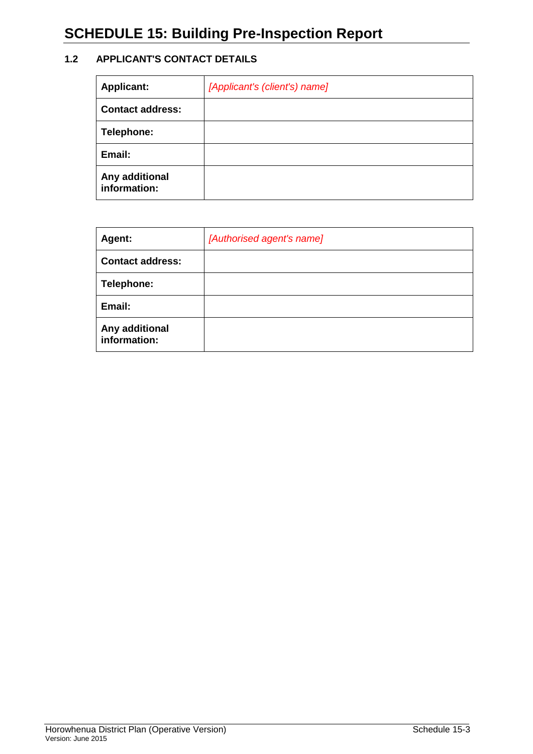# SCHEDULE 15: Building Pre-Inspection Report

### 1.2 APPLICANT'S CONTACT DETAILS

| **Applicant:** | *[Applicant's (client's) name]* |
|---|---|
| **Contact address:** | |
| **Telephone:** | |
| **Email:** | |
| **Any additional information:** | |

| **Agent:** | *[Authorised agent's name]* |
|---|---|
| **Contact address:** | |
| **Telephone:** | |
| **Email:** | |
| **Any additional information:** | |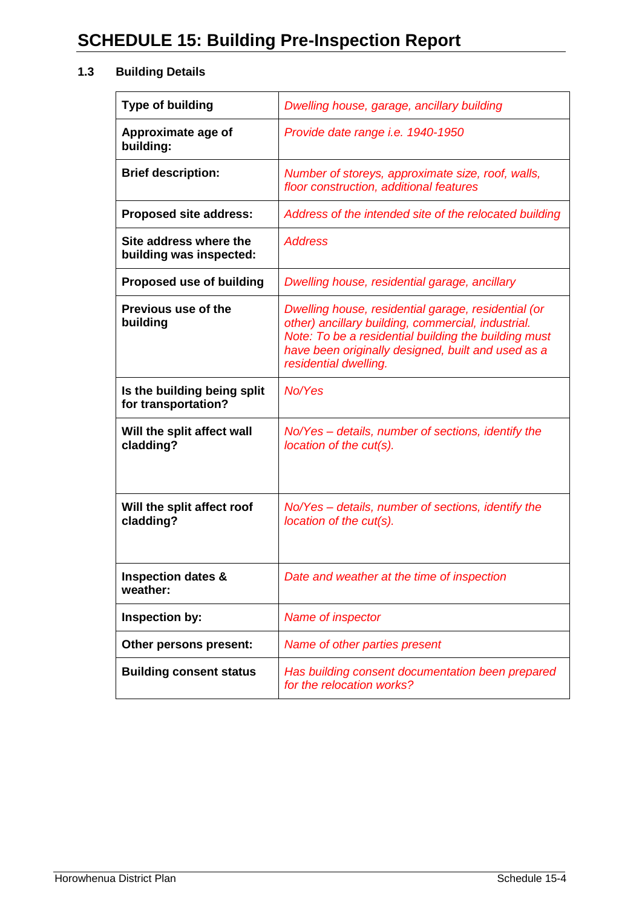# SCHEDULE 15: Building Pre-Inspection Report

### 1.3 Building Details

| | |
|---|---|
| **Type of building** | *Dwelling house, garage, ancillary building* |
| **Approximate age of building:** | *Provide date range i.e. 1940-1950* |
| **Brief description:** | *Number of storeys, approximate size, roof, walls, floor construction, additional features* |
| **Proposed site address:** | *Address of the intended site of the relocated building* |
| **Site address where the building was inspected:** | *Address* |
| **Proposed use of building** | *Dwelling house, residential garage, ancillary* |
| **Previous use of the building** | *Dwelling house, residential garage, residential (or other) ancillary building, commercial, industrial. Note: To be a residential building the building must have been originally designed, built and used as a residential dwelling.* |
| **Is the building being split for transportation?** | *No/Yes* |
| **Will the split affect wall cladding?** | *No/Yes – details, number of sections, identify the location of the cut(s).* |
| **Will the split affect roof cladding?** | *No/Yes – details, number of sections, identify the location of the cut(s).* |
| **Inspection dates & weather:** | *Date and weather at the time of inspection* |
| **Inspection by:** | *Name of inspector* |
| **Other persons present:** | *Name of other parties present* |
| **Building consent status** | *Has building consent documentation been prepared for the relocation works?* |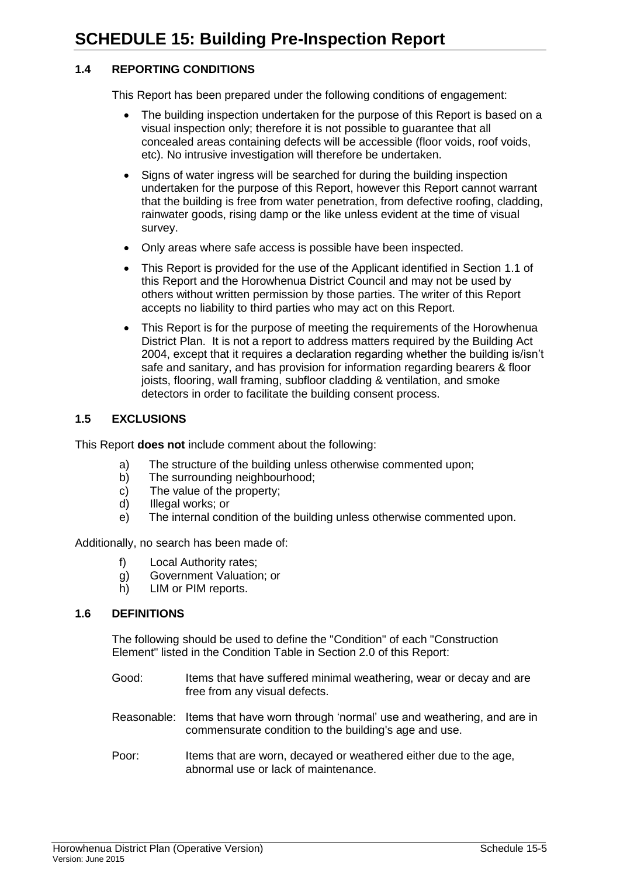# SCHEDULE 15: Building Pre-Inspection Report

### 1.4 REPORTING CONDITIONS

This Report has been prepared under the following conditions of engagement:

- The building inspection undertaken for the purpose of this Report is based on a visual inspection only; therefore it is not possible to guarantee that all concealed areas containing defects will be accessible (floor voids, roof voids, etc). No intrusive investigation will therefore be undertaken.
- Signs of water ingress will be searched for during the building inspection undertaken for the purpose of this Report, however this Report cannot warrant that the building is free from water penetration, from defective roofing, cladding, rainwater goods, rising damp or the like unless evident at the time of visual survey.
- Only areas where safe access is possible have been inspected.
- This Report is provided for the use of the Applicant identified in Section 1.1 of this Report and the Horowhenua District Council and may not be used by others without written permission by those parties. The writer of this Report accepts no liability to third parties who may act on this Report.
- This Report is for the purpose of meeting the requirements of the Horowhenua District Plan. It is not a report to address matters required by the Building Act 2004, except that it requires a declaration regarding whether the building is/isn't safe and sanitary, and has provision for information regarding bearers & floor joists, flooring, wall framing, subfloor cladding & ventilation, and smoke detectors in order to facilitate the building consent process.

### 1.5 EXCLUSIONS

This Report **does not** include comment about the following:

a) The structure of the building unless otherwise commented upon;
b) The surrounding neighbourhood;
c) The value of the property;
d) Illegal works; or
e) The internal condition of the building unless otherwise commented upon.

Additionally, no search has been made of:

f) Local Authority rates;
g) Government Valuation; or
h) LIM or PIM reports.

### 1.6 DEFINITIONS

The following should be used to define the "Condition" of each "Construction Element" listed in the Condition Table in Section 2.0 of this Report:

Good: Items that have suffered minimal weathering, wear or decay and are free from any visual defects.

Reasonable: Items that have worn through 'normal' use and weathering, and are in commensurate condition to the building's age and use.

Poor: Items that are worn, decayed or weathered either due to the age, abnormal use or lack of maintenance.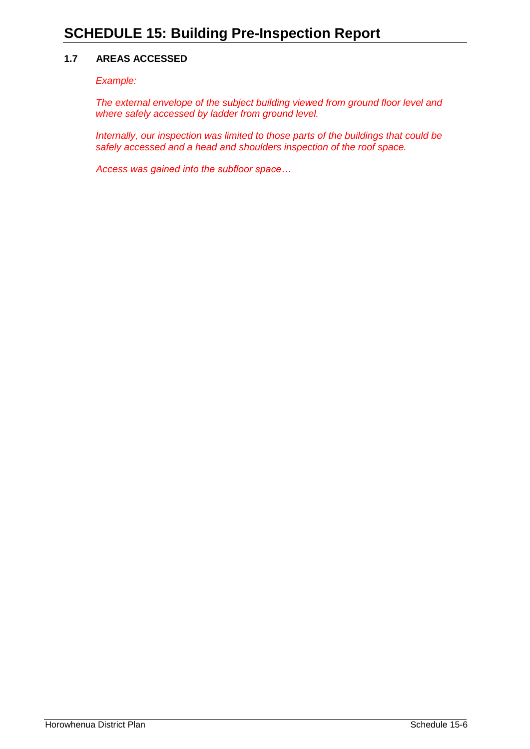# SCHEDULE 15: Building Pre-Inspection Report

### 1.7 AREAS ACCESSED

*Example:*

*The external envelope of the subject building viewed from ground floor level and where safely accessed by ladder from ground level.*

*Internally, our inspection was limited to those parts of the buildings that could be safely accessed and a head and shoulders inspection of the roof space.*

*Access was gained into the subfloor space…*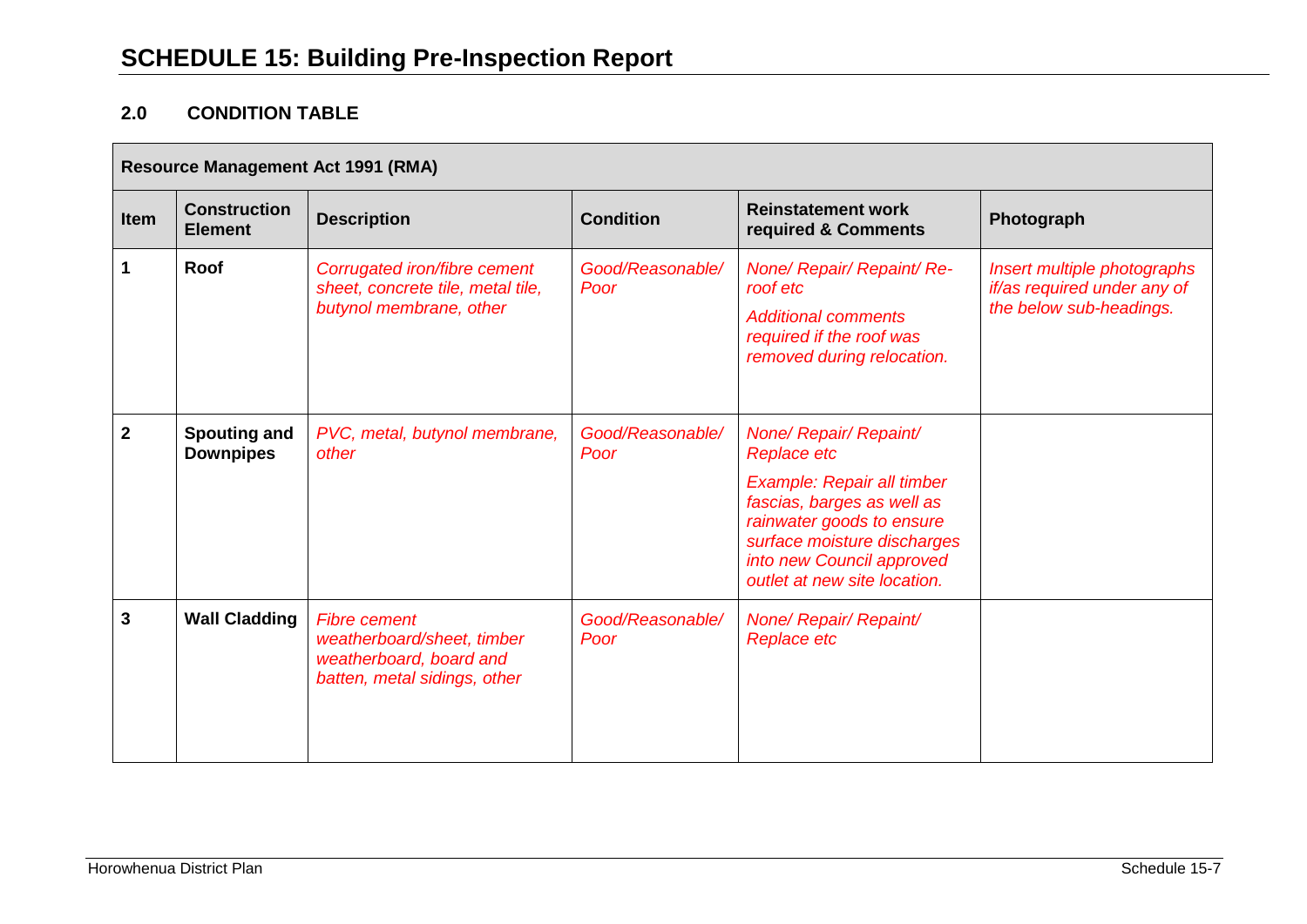# SCHEDULE 15: Building Pre-Inspection Report

## 2.0 CONDITION TABLE

| **Resource Management Act 1991 (RMA)** | | | | | |
|---|---|---|---|---|---|
| **Item** | **Construction Element** | **Description** | **Condition** | **Reinstatement work required & Comments** | **Photograph** |
| **1** | **Roof** | *Corrugated iron/fibre cement sheet, concrete tile, metal tile, butynol membrane, other* | *Good/Reasonable/ Poor* | *None/ Repair/ Repaint/ Re-roof etc* <br> *Additional comments required if the roof was removed during relocation.* | *Insert multiple photographs if/as required under any of the below sub-headings.* |
| **2** | **Spouting and Downpipes** | *PVC, metal, butynol membrane, other* | *Good/Reasonable/ Poor* | *None/ Repair/ Repaint/ Replace etc* <br> *Example: Repair all timber fascias, barges as well as rainwater goods to ensure surface moisture discharges into new Council approved outlet at new site location.* | |
| **3** | **Wall Cladding** | *Fibre cement weatherboard/sheet, timber weatherboard, board and batten, metal sidings, other* | *Good/Reasonable/ Poor* | *None/ Repair/ Repaint/ Replace etc* | |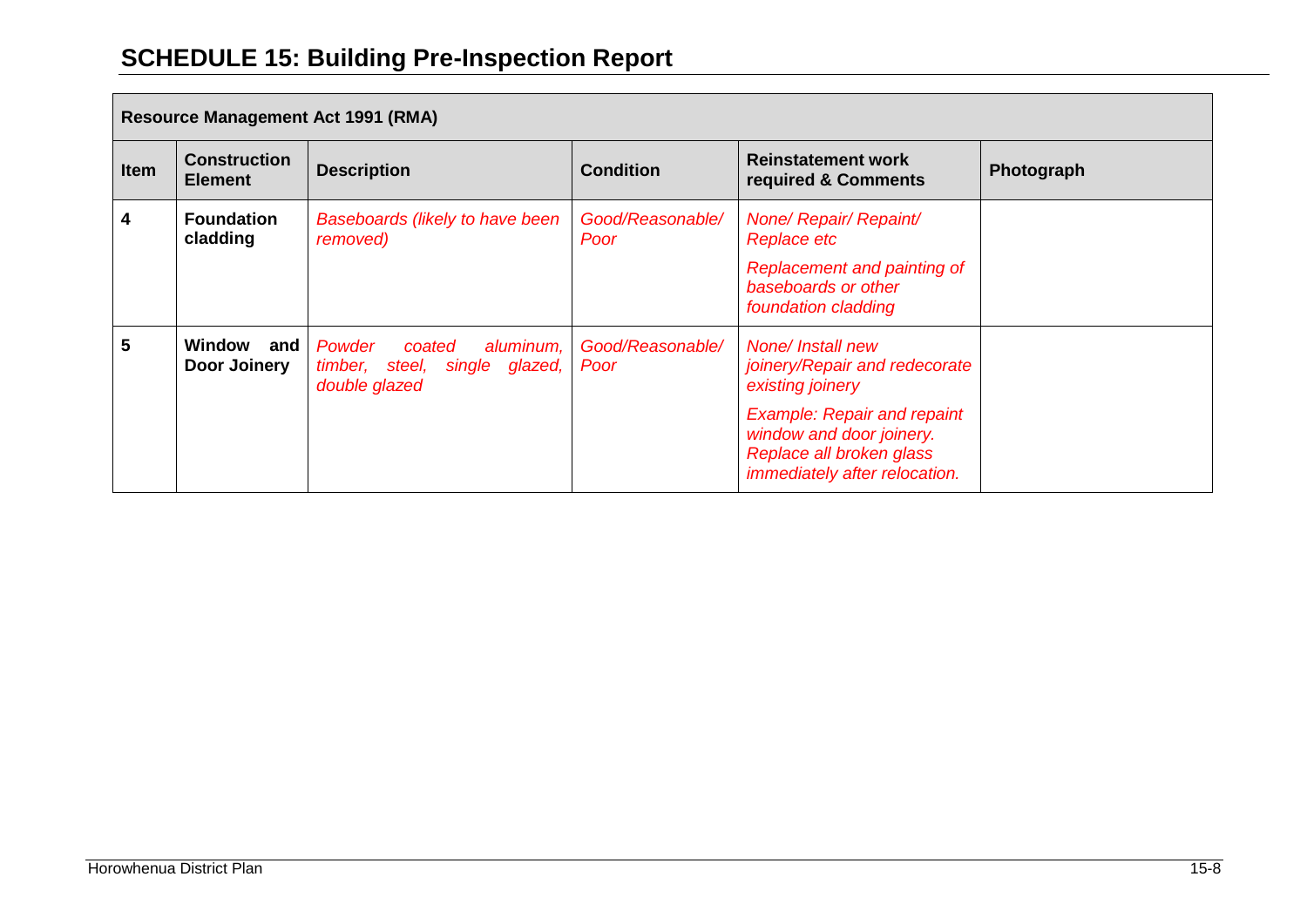## SCHEDULE 15: Building Pre-Inspection Report

| Resource Management Act 1991 (RMA) | | | | | |
|---|---|---|---|---|---|
| **Item** | **Construction Element** | **Description** | **Condition** | **Reinstatement work required & Comments** | **Photograph** |
| **4** | **Foundation cladding** | *Baseboards (likely to have been removed)* | *Good/Reasonable/ Poor* | *None/ Repair/ Repaint/ Replace etc*<br><br>*Replacement and painting of baseboards or other foundation cladding* | |
| **5** | **Window and Door Joinery** | *Powder coated aluminum, timber, steel, single glazed, double glazed* | *Good/Reasonable/ Poor* | *None/ Install new joinery/Repair and redecorate existing joinery*<br><br>*Example: Repair and repaint window and door joinery. Replace all broken glass immediately after relocation.* | |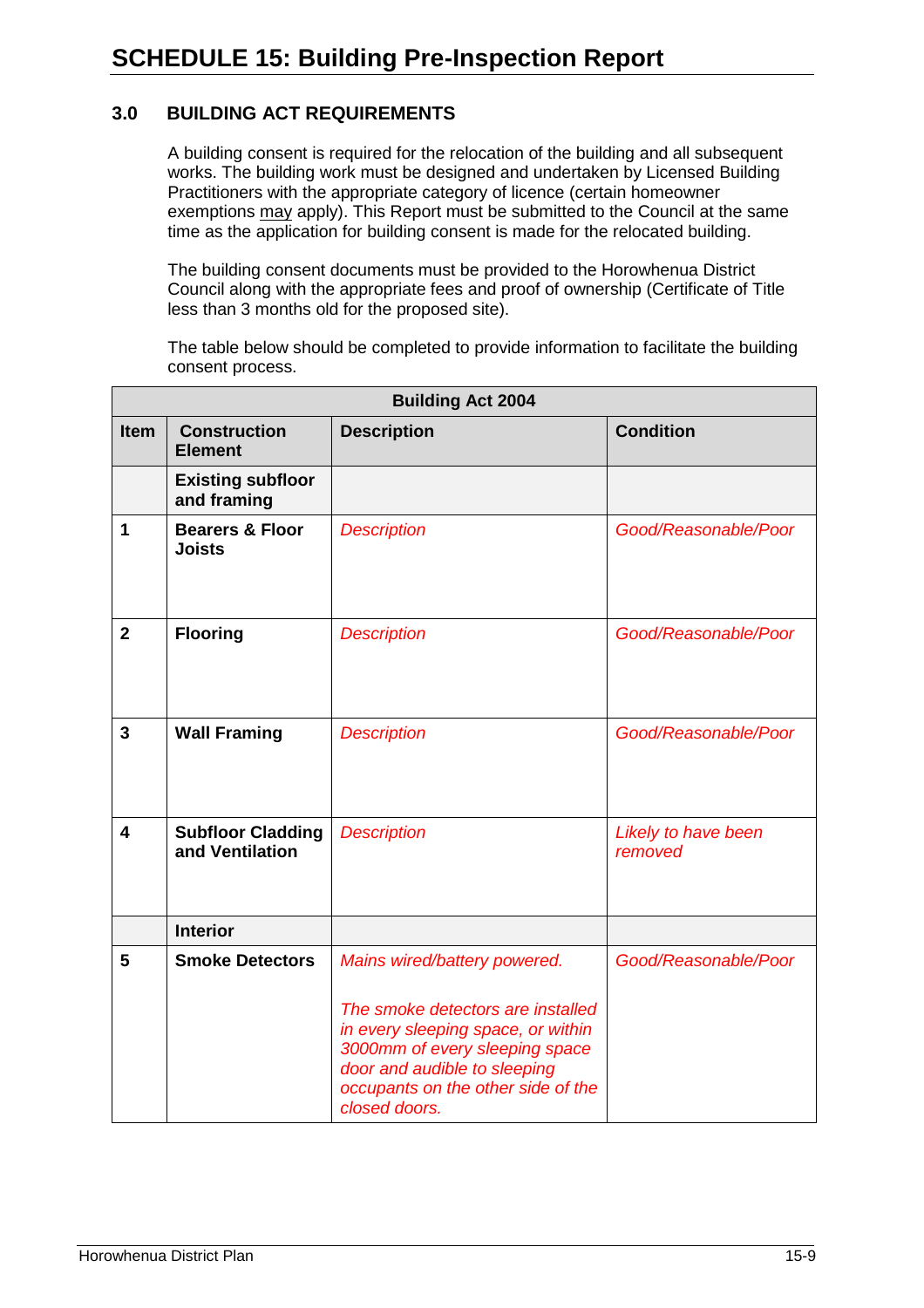# SCHEDULE 15: Building Pre-Inspection Report

## 3.0 BUILDING ACT REQUIREMENTS

A building consent is required for the relocation of the building and all subsequent works. The building work must be designed and undertaken by Licensed Building Practitioners with the appropriate category of licence (certain homeowner exemptions may apply). This Report must be submitted to the Council at the same time as the application for building consent is made for the relocated building.

The building consent documents must be provided to the Horowhenua District Council along with the appropriate fees and proof of ownership (Certificate of Title less than 3 months old for the proposed site).

The table below should be completed to provide information to facilitate the building consent process.

| **Building Act 2004** | | | |
|---|---|---|---|
| **Item** | **Construction Element** | **Description** | **Condition** |
| | **Existing subfloor and framing** | | |
| **1** | **Bearers & Floor Joists** | *Description* | *Good/Reasonable/Poor* |
| **2** | **Flooring** | *Description* | *Good/Reasonable/Poor* |
| **3** | **Wall Framing** | *Description* | *Good/Reasonable/Poor* |
| **4** | **Subfloor Cladding and Ventilation** | *Description* | *Likely to have been removed* |
| | **Interior** | | |
| **5** | **Smoke Detectors** | *Mains wired/battery powered.* <br><br> *The smoke detectors are installed in every sleeping space, or within 3000mm of every sleeping space door and audible to sleeping occupants on the other side of the closed doors.* | *Good/Reasonable/Poor* |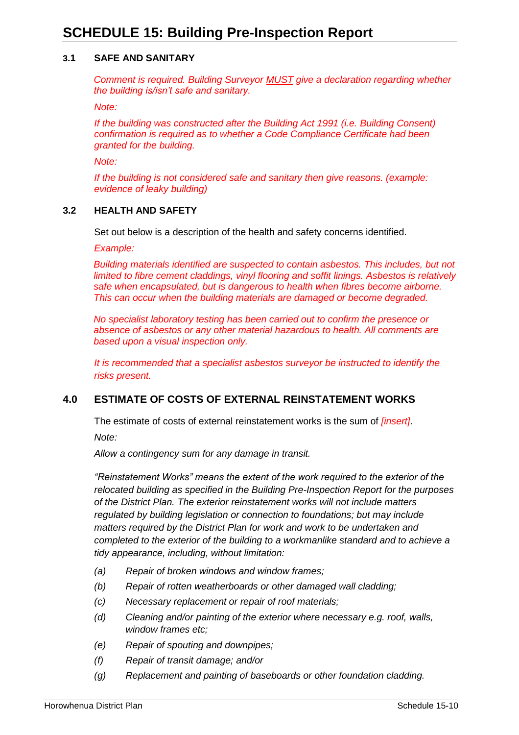# SCHEDULE 15: Building Pre-Inspection Report

### 3.1 SAFE AND SANITARY

*Comment is required. Building Surveyor MUST give a declaration regarding whether the building is/isn't safe and sanitary.*

*Note:*

*If the building was constructed after the Building Act 1991 (i.e. Building Consent) confirmation is required as to whether a Code Compliance Certificate had been granted for the building.*

*Note:*

*If the building is not considered safe and sanitary then give reasons. (example: evidence of leaky building)*

### 3.2 HEALTH AND SAFETY

Set out below is a description of the health and safety concerns identified.

*Example:*

*Building materials identified are suspected to contain asbestos. This includes, but not limited to fibre cement claddings, vinyl flooring and soffit linings. Asbestos is relatively safe when encapsulated, but is dangerous to health when fibres become airborne. This can occur when the building materials are damaged or become degraded.*

*No specialist laboratory testing has been carried out to confirm the presence or absence of asbestos or any other material hazardous to health. All comments are based upon a visual inspection only.*

*It is recommended that a specialist asbestos surveyor be instructed to identify the risks present.*

## 4.0 ESTIMATE OF COSTS OF EXTERNAL REINSTATEMENT WORKS

The estimate of costs of external reinstatement works is the sum of *[insert]*.

*Note:*

*Allow a contingency sum for any damage in transit.*

*"Reinstatement Works" means the extent of the work required to the exterior of the relocated building as specified in the Building Pre-Inspection Report for the purposes of the District Plan. The exterior reinstatement works will not include matters regulated by building legislation or connection to foundations; but may include matters required by the District Plan for work and work to be undertaken and completed to the exterior of the building to a workmanlike standard and to achieve a tidy appearance, including, without limitation:*

- *(a) Repair of broken windows and window frames;*
- *(b) Repair of rotten weatherboards or other damaged wall cladding;*
- *(c) Necessary replacement or repair of roof materials;*
- *(d) Cleaning and/or painting of the exterior where necessary e.g. roof, walls, window frames etc;*
- *(e) Repair of spouting and downpipes;*
- *(f) Repair of transit damage; and/or*
- *(g) Replacement and painting of baseboards or other foundation cladding.*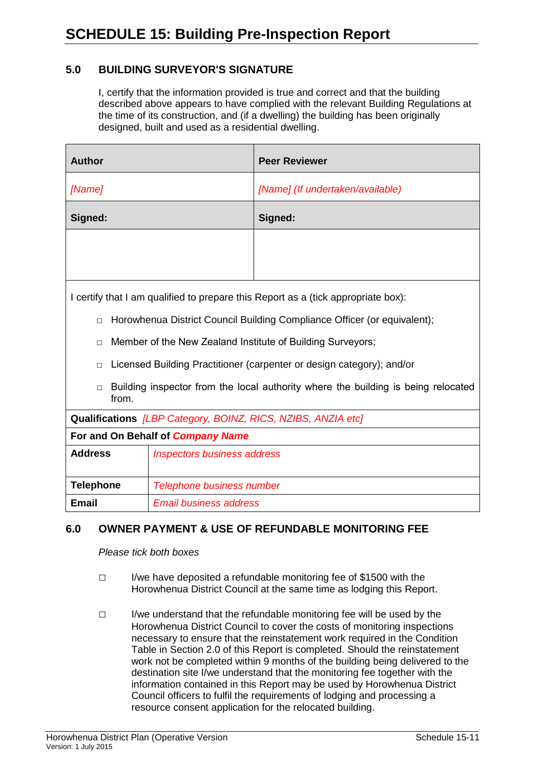# SCHEDULE 15: Building Pre-Inspection Report

## 5.0 BUILDING SURVEYOR'S SIGNATURE

I, certify that the information provided is true and correct and that the building described above appears to have complied with the relevant Building Regulations at the time of its construction, and (if a dwelling) the building has been originally designed, built and used as a residential dwelling.

| **Author** | **Peer Reviewer** |
|---|---|
| *[Name]* | *[Name] (If undertaken/available)* |
| **Signed:** | **Signed:** |
| | |

I certify that I am qualified to prepare this Report as a (tick appropriate box):

- □ Horowhenua District Council Building Compliance Officer (or equivalent);
- □ Member of the New Zealand Institute of Building Surveyors;
- □ Licensed Building Practitioner (carpenter or design category); and/or
- □ Building inspector from the local authority where the building is being relocated from.

**Qualifications** *[LBP Category, BOINZ, RICS, NZIBS, ANZIA etc]*

**For and On Behalf of *Company Name***

| | |
|---|---|
| **Address** | *Inspectors business address* |
| **Telephone** | *Telephone business number* |
| **Email** | *Email business address* |

## 6.0 OWNER PAYMENT & USE OF REFUNDABLE MONITORING FEE

*Please tick both boxes*

□ I/we have deposited a refundable monitoring fee of $1500 with the Horowhenua District Council at the same time as lodging this Report.

□ I/we understand that the refundable monitoring fee will be used by the Horowhenua District Council to cover the costs of monitoring inspections necessary to ensure that the reinstatement work required in the Condition Table in Section 2.0 of this Report is completed. Should the reinstatement work not be completed within 9 months of the building being delivered to the destination site I/we understand that the monitoring fee together with the information contained in this Report may be used by Horowhenua District Council officers to fulfil the requirements of lodging and processing a resource consent application for the relocated building.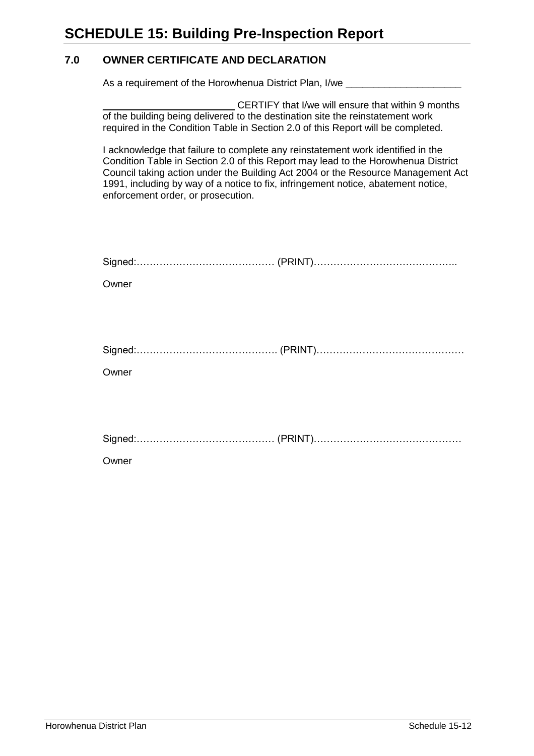# SCHEDULE 15: Building Pre-Inspection Report

## 7.0 OWNER CERTIFICATE AND DECLARATION

As a requirement of the Horowhenua District Plan, I/we ____________________

________________________ CERTIFY that I/we will ensure that within 9 months of the building being delivered to the destination site the reinstatement work required in the Condition Table in Section 2.0 of this Report will be completed.

I acknowledge that failure to complete any reinstatement work identified in the Condition Table in Section 2.0 of this Report may lead to the Horowhenua District Council taking action under the Building Act 2004 or the Resource Management Act 1991, including by way of a notice to fix, infringement notice, abatement notice, enforcement order, or prosecution.

Signed:…………………………………… (PRINT)……………………………………..

Owner

Signed:……………………………………. (PRINT)………………………………………

Owner

Signed:…………………………………… (PRINT)………………………………………

Owner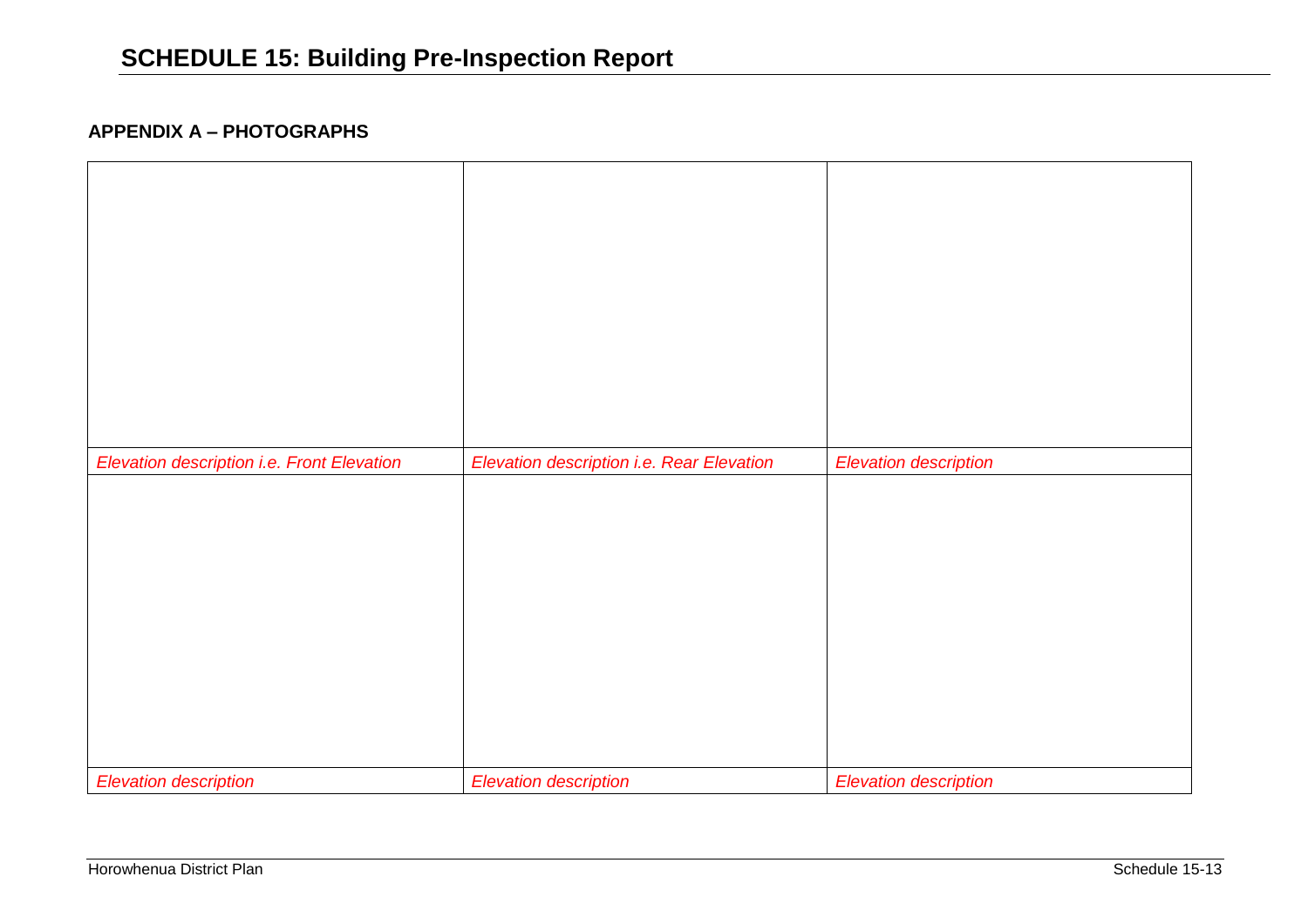# SCHEDULE 15: Building Pre-Inspection Report

## APPENDIX A – PHOTOGRAPHS

| | | |
|---|---|---|
| | | |
| *Elevation description i.e. Front Elevation* | *Elevation description i.e. Rear Elevation* | *Elevation description* |
| | | |
| *Elevation description* | *Elevation description* | *Elevation description* |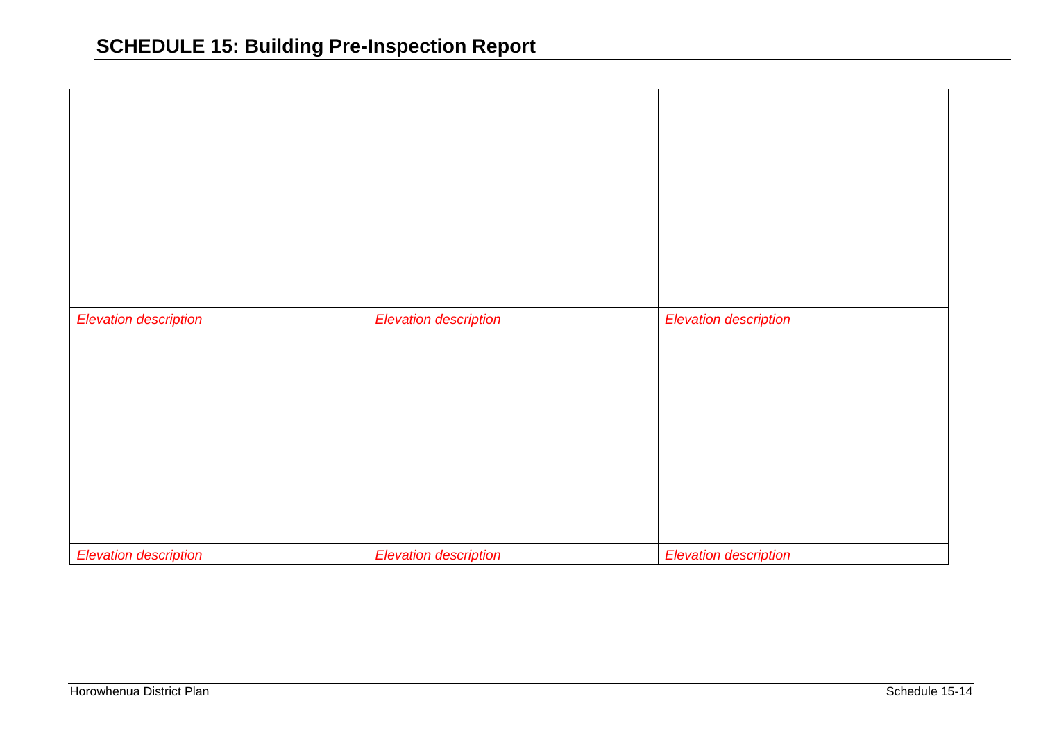# SCHEDULE 15: Building Pre-Inspection Report

| | | |
|---|---|---|
| | | |
| *Elevation description* | *Elevation description* | *Elevation description* |
| | | |
| *Elevation description* | *Elevation description* | *Elevation description* |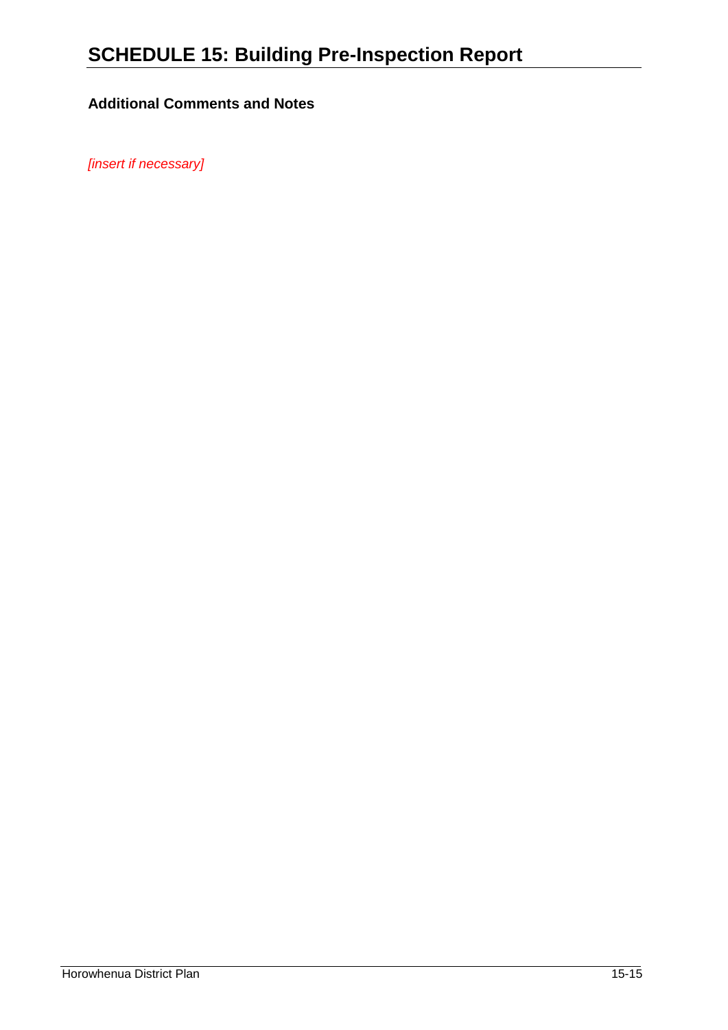# SCHEDULE 15: Building Pre-Inspection Report

**Additional Comments and Notes**

*[insert if necessary]*